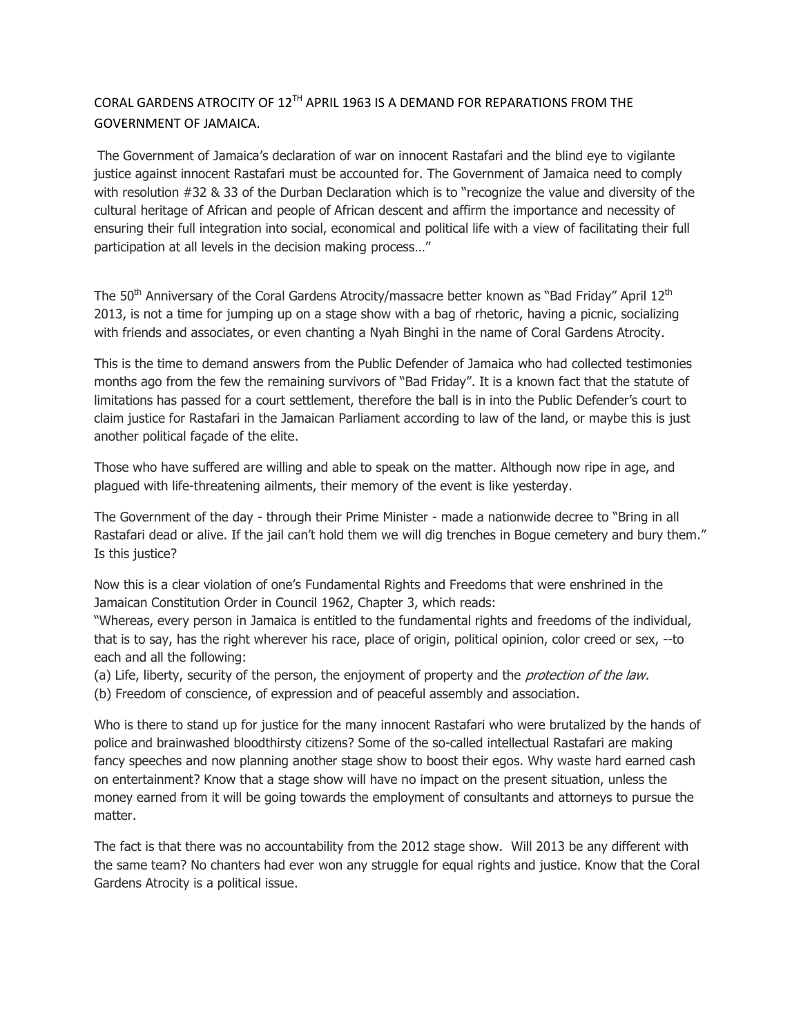# CORAL GARDENS ATROCITY OF 12TH APRIL 1963 IS A DEMAND FOR REPARATIONS FROM THE GOVERNMENT OF JAMAICA.

The Government of Jamaica's declaration of war on innocent Rastafari and the blind eye to vigilante justice against innocent Rastafari must be accounted for. The Government of Jamaica need to comply with resolution #32 & 33 of the Durban Declaration which is to "recognize the value and diversity of the cultural heritage of African and people of African descent and affirm the importance and necessity of ensuring their full integration into social, economical and political life with a view of facilitating their full participation at all levels in the decision making process…"

The 50th Anniversary of the Coral Gardens Atrocity/massacre better known as "Bad Friday" April 12th 2013, is not a time for jumping up on a stage show with a bag of rhetoric, having a picnic, socializing with friends and associates, or even chanting a Nyah Binghi in the name of Coral Gardens Atrocity.

This is the time to demand answers from the Public Defender of Jamaica who had collected testimonies months ago from the few the remaining survivors of "Bad Friday". It is a known fact that the statute of limitations has passed for a court settlement, therefore the ball is in into the Public Defender's court to claim justice for Rastafari in the Jamaican Parliament according to law of the land, or maybe this is just another political façade of the elite.

Those who have suffered are willing and able to speak on the matter. Although now ripe in age, and plagued with life-threatening ailments, their memory of the event is like yesterday.

The Government of the day - through their Prime Minister - made a nationwide decree to "Bring in all Rastafari dead or alive. If the jail can't hold them we will dig trenches in Bogue cemetery and bury them." Is this justice?

Now this is a clear violation of one's Fundamental Rights and Freedoms that were enshrined in the Jamaican Constitution Order in Council 1962, Chapter 3, which reads:

"Whereas, every person in Jamaica is entitled to the fundamental rights and freedoms of the individual, that is to say, has the right wherever his race, place of origin, political opinion, color creed or sex, --to each and all the following:

(a) Life, liberty, security of the person, the enjoyment of property and the *protection of the law.*

(b) Freedom of conscience, of expression and of peaceful assembly and association.

Who is there to stand up for justice for the many innocent Rastafari who were brutalized by the hands of police and brainwashed bloodthirsty citizens? Some of the so-called intellectual Rastafari are making fancy speeches and now planning another stage show to boost their egos. Why waste hard earned cash on entertainment? Know that a stage show will have no impact on the present situation, unless the money earned from it will be going towards the employment of consultants and attorneys to pursue the matter.

The fact is that there was no accountability from the 2012 stage show. Will 2013 be any different with the same team? No chanters had ever won any struggle for equal rights and justice. Know that the Coral Gardens Atrocity is a political issue.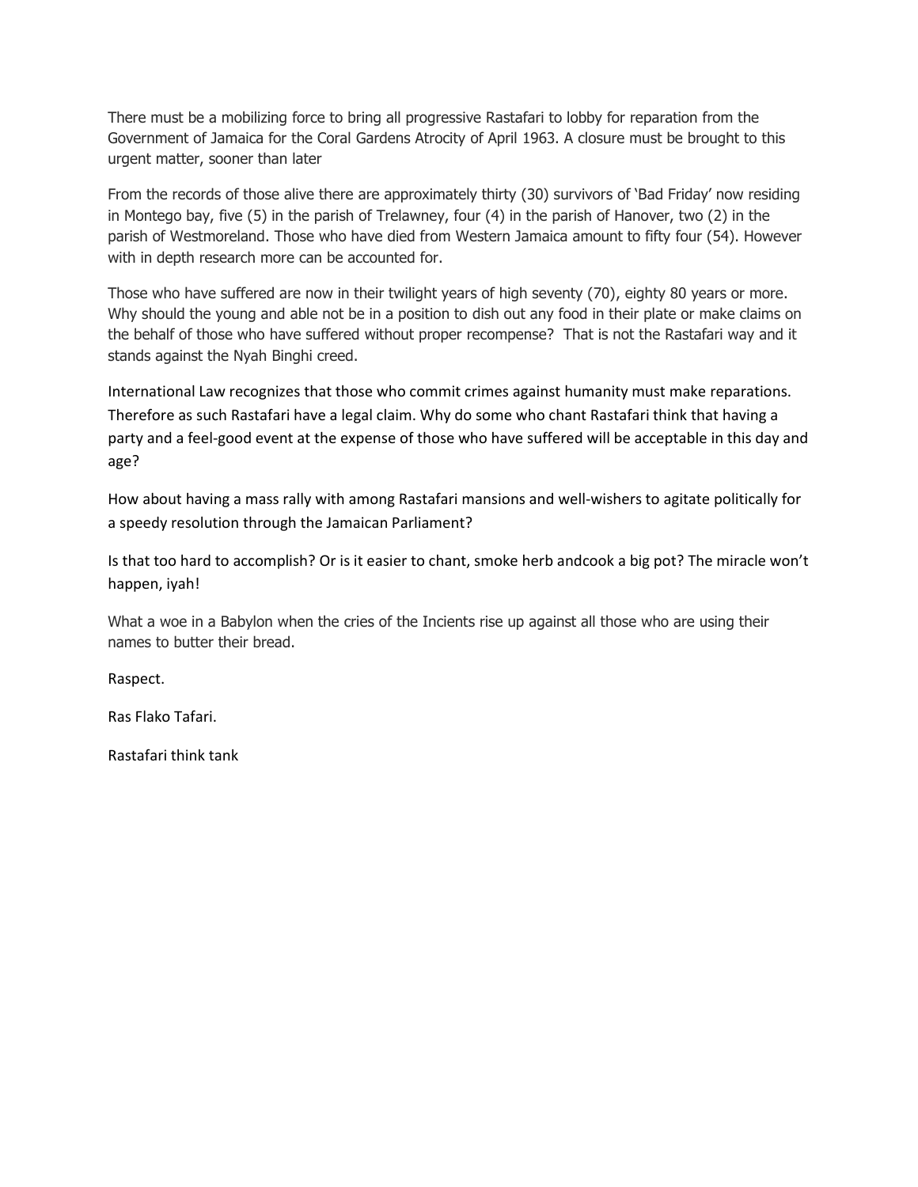There must be a mobilizing force to bring all progressive Rastafari to lobby for reparation from the Government of Jamaica for the Coral Gardens Atrocity of April 1963. A closure must be brought to this urgent matter, sooner than later

From the records of those alive there are approximately thirty (30) survivors of 'Bad Friday' now residing in Montego bay, five (5) in the parish of Trelawney, four (4) in the parish of Hanover, two (2) in the parish of Westmoreland. Those who have died from Western Jamaica amount to fifty four (54). However with in depth research more can be accounted for.

Those who have suffered are now in their twilight years of high seventy (70), eighty 80 years or more. Why should the young and able not be in a position to dish out any food in their plate or make claims on the behalf of those who have suffered without proper recompense? That is not the Rastafari way and it stands against the Nyah Binghi creed.

International Law recognizes that those who commit crimes against humanity must make reparations. Therefore as such Rastafari have a legal claim. Why do some who chant Rastafari think that having a party and a feel-good event at the expense of those who have suffered will be acceptable in this day and age?

How about having a mass rally with among Rastafari mansions and well-wishers to agitate politically for a speedy resolution through the Jamaican Parliament?

Is that too hard to accomplish? Or is it easier to chant, smoke herb andcook a big pot? The miracle won't happen, iyah!

What a woe in a Babylon when the cries of the Incients rise up against all those who are using their names to butter their bread.

Raspect.

Ras Flako Tafari.

Rastafari think tank